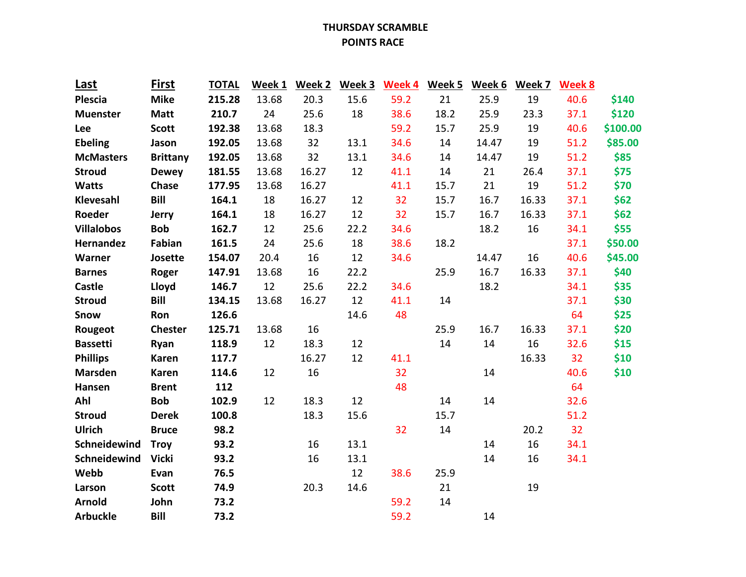# THURSDAY SCRAMBLE
## POINTS RACE

| Last | First | TOTAL | Week 1 | Week 2 | Week 3 | Week 4 | Week 5 | Week 6 | Week 7 | Week 8 | |
|---|---|---|---|---|---|---|---|---|---|---|---|
| **Plescia** | **Mike** | **215.28** | 13.68 | 20.3 | 15.6 | 59.2 | 21 | 25.9 | 19 | 40.6 | **$140** |
| **Muenster** | **Matt** | **210.7** | 24 | 25.6 | 18 | 38.6 | 18.2 | 25.9 | 23.3 | 37.1 | **$120** |
| **Lee** | **Scott** | **192.38** | 13.68 | 18.3 | | 59.2 | 15.7 | 25.9 | 19 | 40.6 | **$100.00** |
| **Ebeling** | **Jason** | **192.05** | 13.68 | 32 | 13.1 | 34.6 | 14 | 14.47 | 19 | 51.2 | **$85.00** |
| **McMasters** | **Brittany** | **192.05** | 13.68 | 32 | 13.1 | 34.6 | 14 | 14.47 | 19 | 51.2 | **$85** |
| **Stroud** | **Dewey** | **181.55** | 13.68 | 16.27 | 12 | 41.1 | 14 | 21 | 26.4 | 37.1 | **$75** |
| **Watts** | **Chase** | **177.95** | 13.68 | 16.27 | | 41.1 | 15.7 | 21 | 19 | 51.2 | **$70** |
| **Klevesahl** | **Bill** | **164.1** | 18 | 16.27 | 12 | 32 | 15.7 | 16.7 | 16.33 | 37.1 | **$62** |
| **Roeder** | **Jerry** | **164.1** | 18 | 16.27 | 12 | 32 | 15.7 | 16.7 | 16.33 | 37.1 | **$62** |
| **Villalobos** | **Bob** | **162.7** | 12 | 25.6 | 22.2 | 34.6 | | 18.2 | 16 | 34.1 | **$55** |
| **Hernandez** | **Fabian** | **161.5** | 24 | 25.6 | 18 | 38.6 | 18.2 | | | 37.1 | **$50.00** |
| **Warner** | **Josette** | **154.07** | 20.4 | 16 | 12 | 34.6 | | 14.47 | 16 | 40.6 | **$45.00** |
| **Barnes** | **Roger** | **147.91** | 13.68 | 16 | 22.2 | | 25.9 | 16.7 | 16.33 | 37.1 | **$40** |
| **Castle** | **Lloyd** | **146.7** | 12 | 25.6 | 22.2 | 34.6 | | 18.2 | | 34.1 | **$35** |
| **Stroud** | **Bill** | **134.15** | 13.68 | 16.27 | 12 | 41.1 | 14 | | | 37.1 | **$30** |
| **Snow** | **Ron** | **126.6** | | | 14.6 | 48 | | | | 64 | **$25** |
| **Rougeot** | **Chester** | **125.71** | 13.68 | 16 | | | 25.9 | 16.7 | 16.33 | 37.1 | **$20** |
| **Bassetti** | **Ryan** | **118.9** | 12 | 18.3 | 12 | | 14 | 14 | 16 | 32.6 | **$15** |
| **Phillips** | **Karen** | **117.7** | | 16.27 | 12 | 41.1 | | | 16.33 | 32 | **$10** |
| **Marsden** | **Karen** | **114.6** | 12 | 16 | | 32 | | 14 | | 40.6 | **$10** |
| **Hansen** | **Brent** | **112** | | | | 48 | | | | 64 | |
| **Ahl** | **Bob** | **102.9** | 12 | 18.3 | 12 | | 14 | 14 | | 32.6 | |
| **Stroud** | **Derek** | **100.8** | | 18.3 | 15.6 | | 15.7 | | | 51.2 | |
| **Ulrich** | **Bruce** | **98.2** | | | | 32 | 14 | | 20.2 | 32 | |
| **Schneidewind** | **Troy** | **93.2** | | 16 | 13.1 | | | 14 | 16 | 34.1 | |
| **Schneidewind** | **Vicki** | **93.2** | | 16 | 13.1 | | | 14 | 16 | 34.1 | |
| **Webb** | **Evan** | **76.5** | | | 12 | 38.6 | 25.9 | | | | |
| **Larson** | **Scott** | **74.9** | | 20.3 | 14.6 | | 21 | | 19 | | |
| **Arnold** | **John** | **73.2** | | | | 59.2 | 14 | | | | |
| **Arbuckle** | **Bill** | **73.2** | | | | 59.2 | | 14 | | | |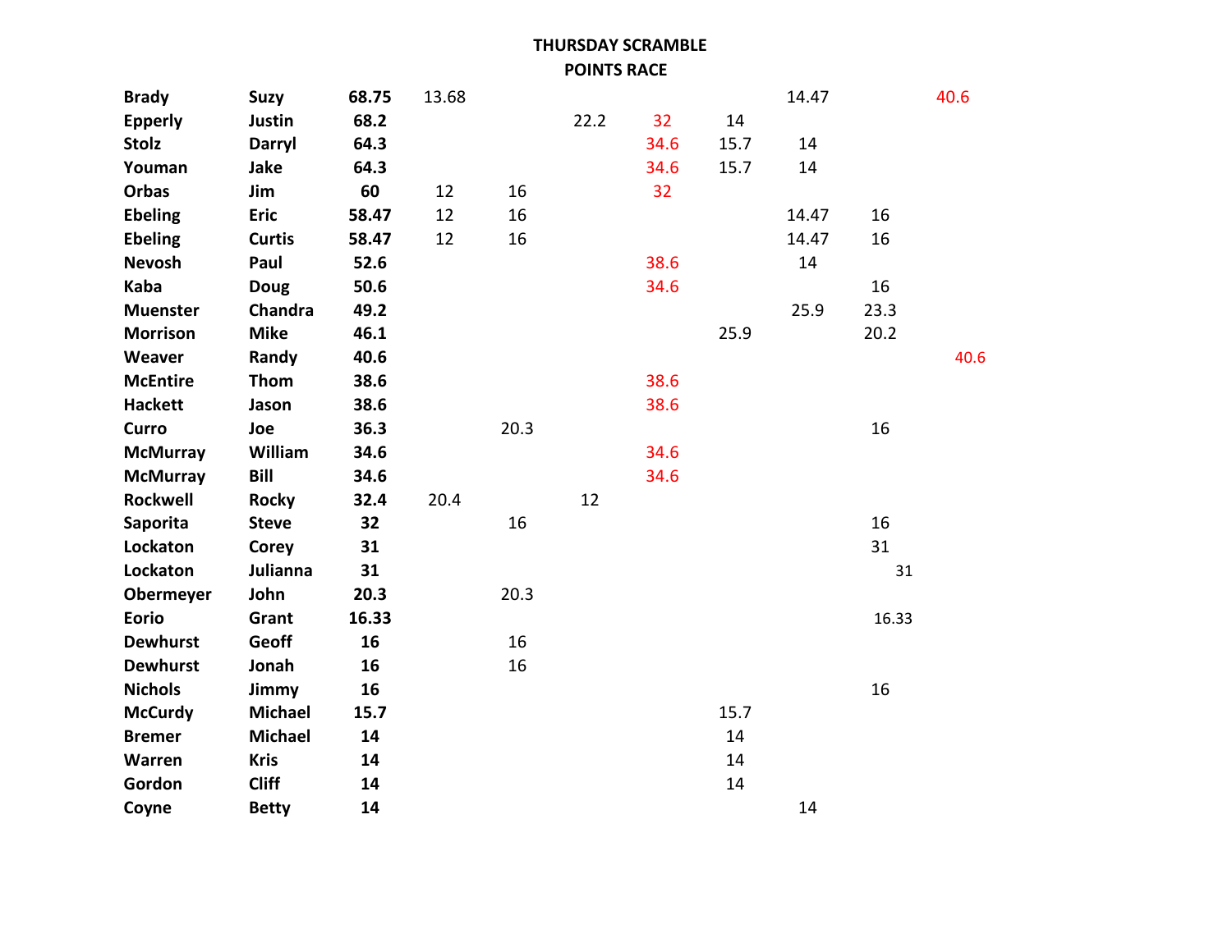**THURSDAY SCRAMBLE**

**POINTS RACE**

| | | | | | | | | | | |
|---|---|---|---|---|---|---|---|---|---|---|
| **Brady** | **Suzy** | **68.75** | 13.68 | | | | | 14.47 | | 40.6 |
| **Epperly** | **Justin** | **68.2** | | | 22.2 | 32 | 14 | | | |
| **Stolz** | **Darryl** | **64.3** | | | | 34.6 | 15.7 | 14 | | |
| **Youman** | **Jake** | **64.3** | | | | 34.6 | 15.7 | 14 | | |
| **Orbas** | **Jim** | **60** | 12 | 16 | | 32 | | | | |
| **Ebeling** | **Eric** | **58.47** | 12 | 16 | | | | 14.47 | 16 | |
| **Ebeling** | **Curtis** | **58.47** | 12 | 16 | | | | 14.47 | 16 | |
| **Nevosh** | **Paul** | **52.6** | | | | 38.6 | | 14 | | |
| **Kaba** | **Doug** | **50.6** | | | | 34.6 | | | 16 | |
| **Muenster** | **Chandra** | **49.2** | | | | | | 25.9 | 23.3 | |
| **Morrison** | **Mike** | **46.1** | | | | | 25.9 | | 20.2 | |
| **Weaver** | **Randy** | **40.6** | | | | | | | | 40.6 |
| **McEntire** | **Thom** | **38.6** | | | | 38.6 | | | | |
| **Hackett** | **Jason** | **38.6** | | | | 38.6 | | | | |
| **Curro** | **Joe** | **36.3** | | 20.3 | | | | | 16 | |
| **McMurray** | **William** | **34.6** | | | | 34.6 | | | | |
| **McMurray** | **Bill** | **34.6** | | | | 34.6 | | | | |
| **Rockwell** | **Rocky** | **32.4** | 20.4 | | 12 | | | | | |
| **Saporita** | **Steve** | **32** | | 16 | | | | | 16 | |
| **Lockaton** | **Corey** | **31** | | | | | | | 31 | |
| **Lockaton** | **Julianna** | **31** | | | | | | | 31 | |
| **Obermeyer** | **John** | **20.3** | | 20.3 | | | | | | |
| **Eorio** | **Grant** | **16.33** | | | | | | | 16.33 | |
| **Dewhurst** | **Geoff** | **16** | | 16 | | | | | | |
| **Dewhurst** | **Jonah** | **16** | | 16 | | | | | | |
| **Nichols** | **Jimmy** | **16** | | | | | | | 16 | |
| **McCurdy** | **Michael** | **15.7** | | | | | 15.7 | | | |
| **Bremer** | **Michael** | **14** | | | | | 14 | | | |
| **Warren** | **Kris** | **14** | | | | | 14 | | | |
| **Gordon** | **Cliff** | **14** | | | | | 14 | | | |
| **Coyne** | **Betty** | **14** | | | | | | 14 | | |